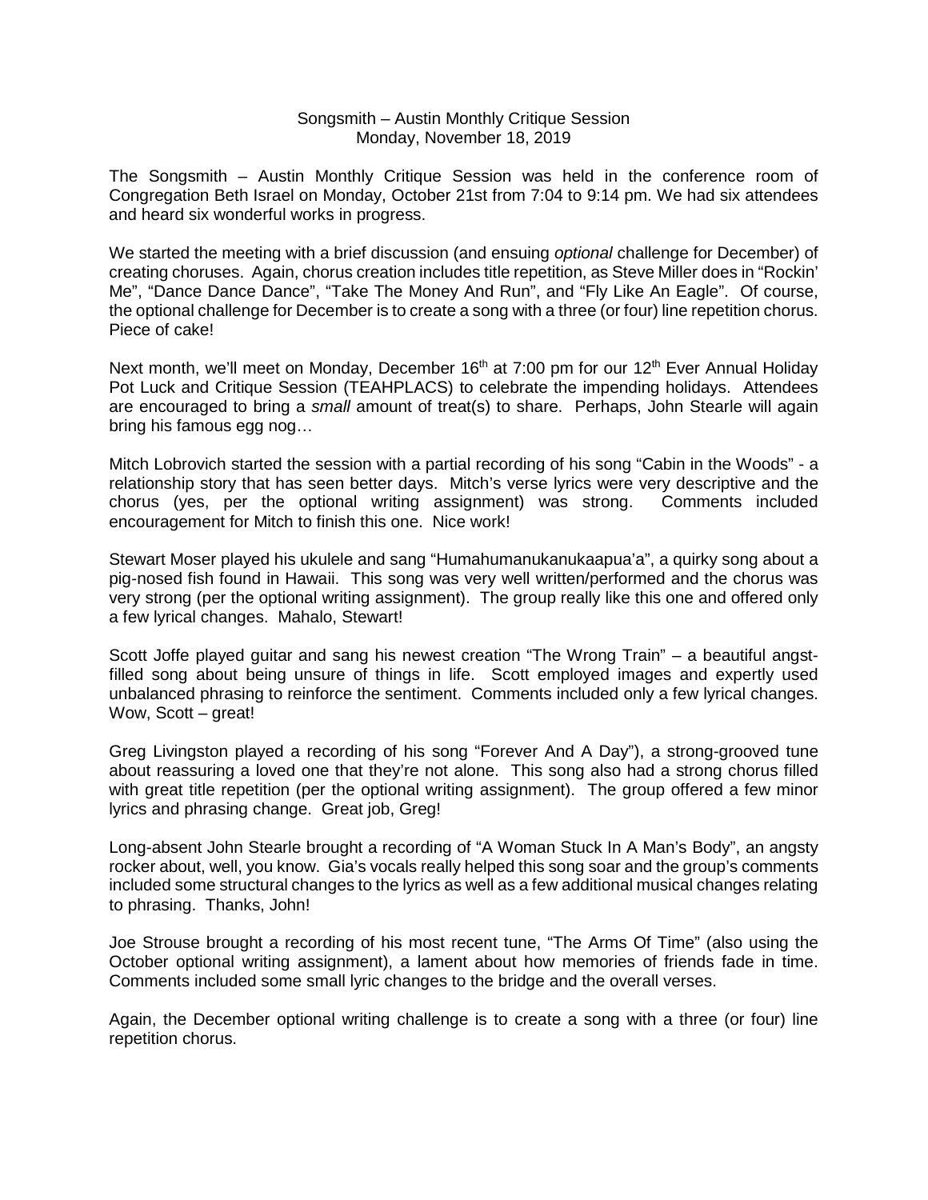Songsmith – Austin Monthly Critique Session
Monday, November 18, 2019

The Songsmith – Austin Monthly Critique Session was held in the conference room of Congregation Beth Israel on Monday, October 21st from 7:04 to 9:14 pm. We had six attendees and heard six wonderful works in progress.

We started the meeting with a brief discussion (and ensuing *optional* challenge for December) of creating choruses. Again, chorus creation includes title repetition, as Steve Miller does in "Rockin' Me", "Dance Dance Dance", "Take The Money And Run", and "Fly Like An Eagle". Of course, the optional challenge for December is to create a song with a three (or four) line repetition chorus. Piece of cake!

Next month, we'll meet on Monday, December 16th at 7:00 pm for our 12th Ever Annual Holiday Pot Luck and Critique Session (TEAHPLACS) to celebrate the impending holidays. Attendees are encouraged to bring a *small* amount of treat(s) to share. Perhaps, John Stearle will again bring his famous egg nog…

Mitch Lobrovich started the session with a partial recording of his song "Cabin in the Woods" - a relationship story that has seen better days. Mitch's verse lyrics were very descriptive and the chorus (yes, per the optional writing assignment) was strong. Comments included encouragement for Mitch to finish this one. Nice work!

Stewart Moser played his ukulele and sang "Humahumanukanukaapua'a", a quirky song about a pig-nosed fish found in Hawaii. This song was very well written/performed and the chorus was very strong (per the optional writing assignment). The group really like this one and offered only a few lyrical changes. Mahalo, Stewart!

Scott Joffe played guitar and sang his newest creation "The Wrong Train" – a beautiful angst-filled song about being unsure of things in life. Scott employed images and expertly used unbalanced phrasing to reinforce the sentiment. Comments included only a few lyrical changes. Wow, Scott – great!

Greg Livingston played a recording of his song "Forever And A Day"), a strong-grooved tune about reassuring a loved one that they're not alone. This song also had a strong chorus filled with great title repetition (per the optional writing assignment). The group offered a few minor lyrics and phrasing change. Great job, Greg!

Long-absent John Stearle brought a recording of "A Woman Stuck In A Man's Body", an angsty rocker about, well, you know. Gia's vocals really helped this song soar and the group's comments included some structural changes to the lyrics as well as a few additional musical changes relating to phrasing. Thanks, John!

Joe Strouse brought a recording of his most recent tune, "The Arms Of Time" (also using the October optional writing assignment), a lament about how memories of friends fade in time. Comments included some small lyric changes to the bridge and the overall verses.

Again, the December optional writing challenge is to create a song with a three (or four) line repetition chorus.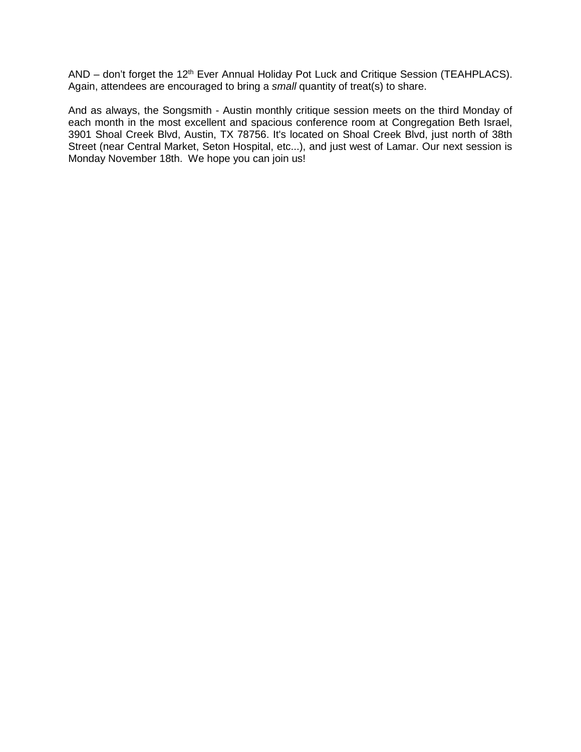AND – don't forget the 12th Ever Annual Holiday Pot Luck and Critique Session (TEAHPLACS). Again, attendees are encouraged to bring a *small* quantity of treat(s) to share.

And as always, the Songsmith - Austin monthly critique session meets on the third Monday of each month in the most excellent and spacious conference room at Congregation Beth Israel, 3901 Shoal Creek Blvd, Austin, TX 78756. It's located on Shoal Creek Blvd, just north of 38th Street (near Central Market, Seton Hospital, etc...), and just west of Lamar. Our next session is Monday November 18th. We hope you can join us!